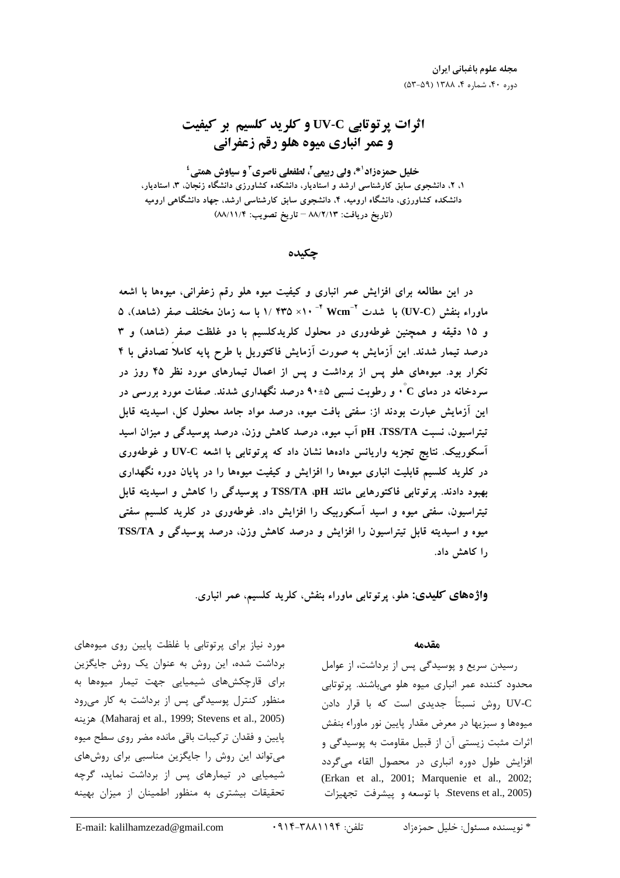مجله علوم باغبانی ایران
دوره ۴۰، شماره ۴، ۱۳۸۸ (۵۹-۵۳)

# اثرات پرتوتابی UV-C و کلرید کلسیم بر کیفیت و عمر انباری میوه هلو رقم زعفرانی

**خلیل حمزه‌زاد[1]*، ولی ربیعی[2]، لطفعلی ناصری[3] و سیاوش همتی[4]**

۱، ۲، دانشجوی سابق کارشناسی ارشد و استادیار، دانشکده کشاورزی دانشگاه زنجان، ۳، استادیار، دانشکده کشاورزی، دانشگاه ارومیه، ۴، دانشجوی سابق کارشناسی ارشد، جهاد دانشگاهی ارومیه

(تاریخ دریافت: ۸۸/۲/۱۳ – تاریخ تصویب: ۸۸/۱۱/۴)

## چکیده

در این مطالعه برای افزایش عمر انباری و کیفیت میوه هلو رقم زعفرانی، میوه‌ها با اشعه ماوراء بنفش (UV-C) با شدت $Wcm^{-2}$ $^{-4}$۱۰× ۴۳۵ /۱ با سه زمان مختلف صفر (شاهد)، ۵ و ۱۵ دقیقه و همچنین غوطه‌وری در محلول کلریدکلسیم با دو غلظت صفر (شاهد) و ۳ درصد تیمار شدند. این آزمایش به صورت آزمایش فاکتوریل با طرح پایه کاملاً تصادفی با ۴ تکرار بود. میوه‌های هلو پس از برداشت و پس از اعمال تیمارهای مورد نظر ۴۵ روز در سردخانه در دمای $0^{\circ}C$ و رطوبت نسبی ۵±۹۰ درصد نگهداری شدند. صفات مورد بررسی در این آزمایش عبارت بودند از: سفتی بافت میوه، درصد مواد جامد محلول کل، اسیدیته قابل تیتراسیون، نسبت TSS/TA، pH آب میوه، درصد کاهش وزن، درصد پوسیدگی و میزان اسید آسکوربیک. نتایج تجزیه واریانس داده‌ها نشان داد که پرتوتابی با اشعه UV-C و غوطه‌وری در کلرید کلسیم قابلیت انباری میوه‌ها را افزایش و کیفیت میوه‌ها را در پایان دوره نگهداری بهبود دادند. پرتوتابی فاکتورهایی مانند pH، TSS/TA و پوسیدگی را کاهش و اسیدیته قابل تیتراسیون، سفتی میوه و اسید آسکوربیک را افزایش داد. غوطه‌وری در کلرید کلسیم سفتی میوه و اسیدیته قابل تیتراسیون را افزایش و درصد کاهش وزن، درصد پوسیدگی و TSS/TA را کاهش داد.

**واژه‌های کلیدی:** هلو، پرتوتابی ماوراء بنفش، کلرید کلسیم، عمر انباری.

## مقدمه

رسیدن سریع و پوسیدگی پس از برداشت، از عوامل محدود کننده عمر انباری میوه هلو می‌باشند. پرتوتابی UV-C روش نسبتاً جدیدی است که با قرار دادن میوه‌ها و سبزیها در معرض مقدار پایین نور ماوراء بنفش اثرات مثبت زیستی آن از قبیل مقاومت به پوسیدگی و افزایش طول دوره انباری در محصول القاء می‌گردد (Erkan et al., 2001; Marquenie et al., 2002; Stevens et al., 2005). با توسعه و پیشرفت تجهیزات مورد نیاز برای پرتوتابی با غلظت پایین روی میوه‌های برداشت شده، این روش به عنوان یک روش جایگزین برای قارچکش‌های شیمیایی جهت تیمار میوه‌ها به منظور کنترل پوسیدگی پس از برداشت به کار می‌رود (Maharaj et al., 1999; Stevens et al., 2005). هزینه پایین و فقدان ترکیبات باقی مانده مضر روی سطح میوه می‌تواند این روش را جایگزین مناسبی برای روش‌های شیمیایی در تیمارهای پس از برداشت نماید، گرچه تحقیقات بیشتری به منظور اطمینان از میزان بهینه

\* نویسنده مسئول: خلیل حمزه‌زاد    تلفن: ۰۹۱۴-۳۸۸۱۱۹۴    E-mail: kalilhamzezad@gmail.com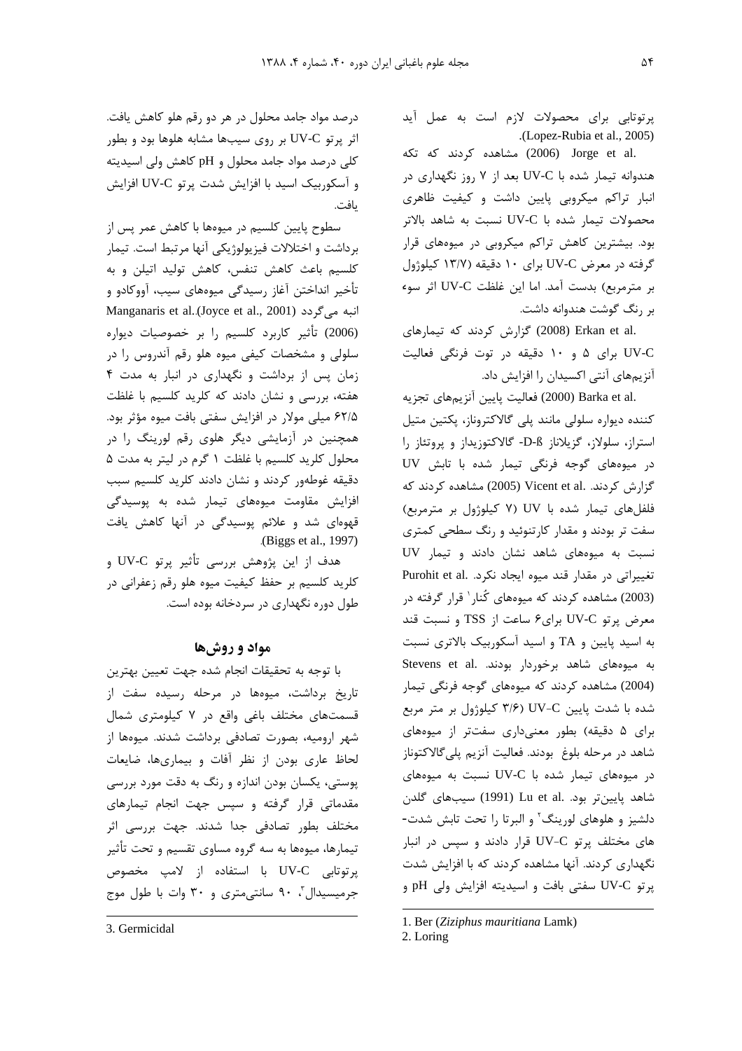پرتوتابی برای محصولات لازم است به عمل آید (Lopez-Rubia et al., 2005).

Jorge et al. (2006) مشاهده کردند که تکه هندوانه تیمار شده با UV-C بعد از ۷ روز نگهداری در انبار تراکم میکروبی پایین داشت و کیفیت ظاهری محصولات تیمار شده با UV-C نسبت به شاهد بالاتر بود. بیشترین کاهش تراکم میکروبی در میوه‌های قرار گرفته در معرض UV-C برای ۱۰ دقیقه (۱۳/۷ کیلوژول بر مترمربع) بدست آمد. اما این غلظت UV-C اثر سوء بر رنگ گوشت هندوانه داشت.

Erkan et al. (2008) گزارش کردند که تیمارهای UV-C برای ۵ و ۱۰ دقیقه در توت فرنگی فعالیت آنزیم‌های آنتی اکسیدان را افزایش داد.

Barka et al. (2000) فعالیت پایین آنزیم‌های تجزیه کننده دیواره سلولی مانند پلی گالاکتروناز، پکتین متیل استراز، سلولاز، گزیلاناز D-ß- گالاکتوزیداز و پروتئاز را در میوه‌های گوجه فرنگی تیمار شده با تابش UV گزارش کردند. Vicent et al. (2005) مشاهده کردند که فلفل‌های تیمار شده با UV (۷ کیلوژول بر مترمربع) سفت تر بودند و مقدار کارتنوئید و رنگ سطحی کمتری نسبت به میوه‌های شاهد نشان دادند و تیمار UV تغییراتی در مقدار قند میوه ایجاد نکرد. Purohit et al. (2003) مشاهده کردند که میوه‌های کُنار[1] قرار گرفته در معرض پرتو UV-C برای۶ ساعت از TSS و نسبت قند به اسید پایین و TA و اسید آسکوربیک بالاتری نسبت به میوه‌های شاهد برخوردار بودند. Stevens et al. (2004) مشاهده کردند که میوه‌های گوجه فرنگی تیمار شده با شدت پایین UV-C (۳/۶ کیلوژول بر متر مربع برای ۵ دقیقه) بطور معنی‌داری سفت‌تر از میوه‌های شاهد در مرحله بلوغ بودند. فعالیت آنزیم پلی‌گالاکتوناز در میوه‌های تیمار شده با UV-C نسبت به میوه‌های شاهد پایین‌تر بود. Lu et al. (1991) سیب‌های گلدن دلشیز و هلوهای لورینگ[2] و البرتا را تحت تابش شدت-های مختلف پرتو UV-C قرار دادند و سپس در انبار نگهداری کردند. آنها مشاهده کردند که با افزایش شدت پرتو UV-C سفتی بافت و اسیدیته افزایش ولی pH و درصد مواد جامد محلول در هر دو رقم هلو کاهش یافت. اثر پرتو UV-C بر روی سیب‌ها مشابه هلوها بود و بطور کلی درصد مواد جامد محلول و pH کاهش ولی اسیدیته و آسکوربیک اسید با افزایش شدت پرتو UV-C افزایش یافت.

سطوح پایین کلسیم در میوه‌ها با کاهش عمر پس از برداشت و اختلالات فیزیولوژیکی آنها مرتبط است. تیمار کلسیم باعث کاهش تنفس، کاهش تولید اتیلن و به تأخیر انداختن آغاز رسیدگی میوه‌های سیب، آووکادو و انبه می‌گردد (Joyce et al., 2001). Manganaris et al. (2006) تأثیر کاربرد کلسیم را بر خصوصیات دیواره سلولی و مشخصات کیفی میوه هلو رقم آندروس را در زمان پس از برداشت و نگهداری در انبار به مدت ۴ هفته، بررسی و نشان دادند که کلرید کلسیم با غلظت ۶۲/۵ میلی مولار در افزایش سفتی بافت میوه مؤثر بود. همچنین در آزمایشی دیگر هلوی رقم لورینگ را در محلول کلرید کلسیم با غلظت ۱ گرم در لیتر به مدت ۵ دقیقه غوطه‌ور کردند و نشان دادند کلرید کلسیم سبب افزایش مقاومت میوه‌های تیمار شده به پوسیدگی قهوه‌ای شد و علائم پوسیدگی در آنها کاهش یافت (Biggs et al., 1997).

هدف از این پژوهش بررسی تأثیر پرتو UV-C و کلرید کلسیم بر حفظ کیفیت میوه هلو رقم زعفرانی در طول دوره نگهداری در سردخانه بوده است.

## مواد و روش‌ها

با توجه به تحقیقات انجام شده جهت تعیین بهترین تاریخ برداشت، میوه‌ها در مرحله رسیده سفت از قسمت‌های مختلف باغی واقع در ۷ کیلومتری شمال شهر ارومیه، بصورت تصادفی برداشت شدند. میوه‌ها از لحاظ عاری بودن از نظر آفات و بیماری‌ها، ضایعات پوستی، یکسان بودن اندازه و رنگ به دقت مورد بررسی مقدماتی قرار گرفته و سپس جهت انجام تیمارهای مختلف بطور تصادفی جدا شدند. جهت بررسی اثر تیمارها، میوه‌ها به سه گروه مساوی تقسیم و تحت تأثیر پرتوتابی UV-C با استفاده از لامپ مخصوص جرمیسیدال[3]، ۹۰ سانتی‌متری و ۳۰ وات با طول موج

---

1. Ber (*Ziziphus mauritiana* Lamk)
2. Loring
3. Germicidal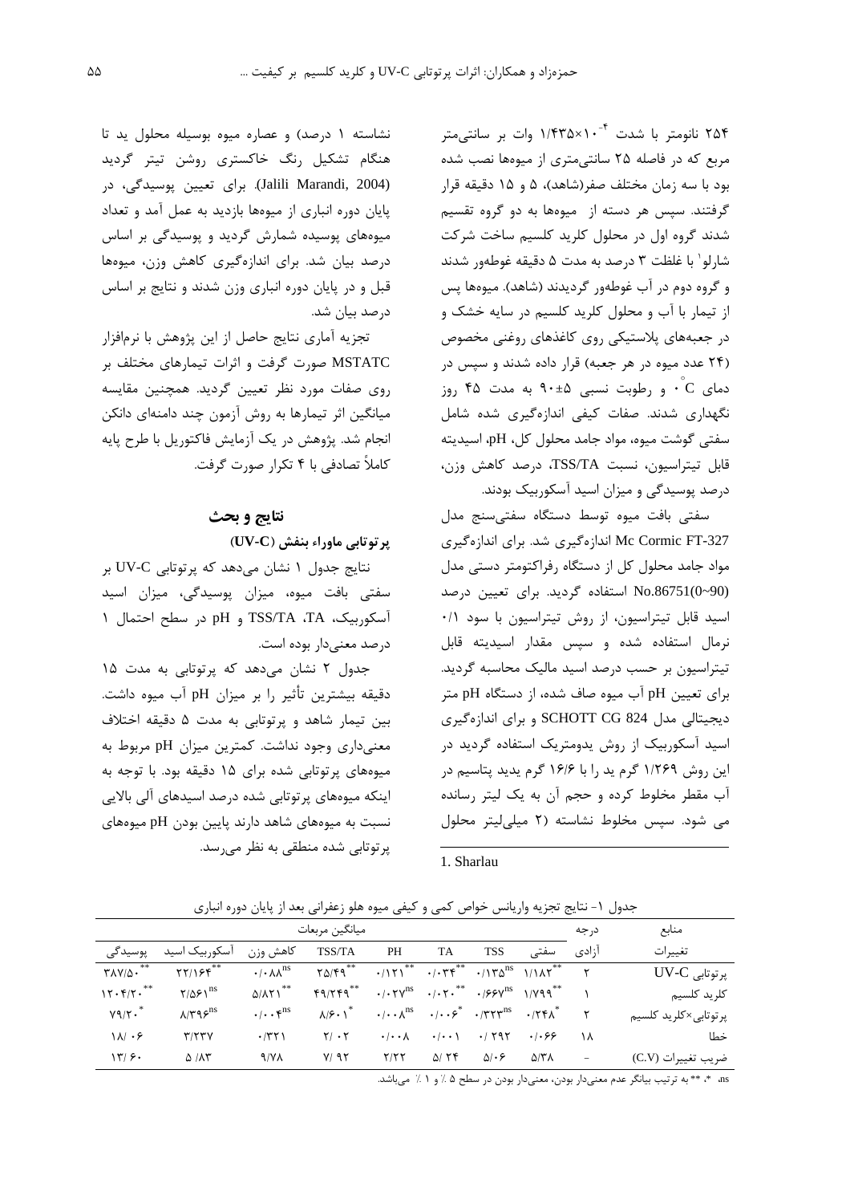۲۵۴ نانومتر با شدت $1/435 \times 10^{-4}$ وات بر سانتی‌متر مربع که در فاصله ۲۵ سانتی‌متری از میوه‌ها نصب شده بود با سه زمان مختلف صفر(شاهد)، ۵ و ۱۵ دقیقه قرار گرفتند. سپس هر دسته از میوه‌ها به دو گروه تقسیم شدند گروه اول در محلول کلرید کلسیم ساخت شرکت شارلو[1] با غلظت ۳ درصد به مدت ۵ دقیقه غوطه‌ور شدند و گروه دوم در آب غوطه‌ور گردیدند (شاهد). میوه‌ها پس از تیمار با آب و محلول کلرید کلسیم در سایه خشک و در جعبه‌های پلاستیکی روی کاغذهای روغنی مخصوص (۲۴ عدد میوه در هر جعبه) قرار داده شدند و سپس در دمای $0^{\circ}C$ و رطوبت نسبی ۵±۹۰ به مدت ۴۵ روز نگهداری شدند. صفات کیفی اندازه‌گیری شده شامل سفتی گوشت میوه، مواد جامد محلول کل، pH، اسیدیته قابل تیتراسیون، نسبت TSS/TA، درصد کاهش وزن، درصد پوسیدگی و میزان اسید آسکوربیک بودند.

سفتی بافت میوه توسط دستگاه سفتی‌سنج مدل Mc Cormic FT-327 اندازه‌گیری شد. برای اندازه‌گیری مواد جامد محلول کل از دستگاه رفراکتومتر دستی مدل No.86751(0~90) استفاده گردید. برای تعیین درصد اسید قابل تیتراسیون، از روش تیتراسیون با سود ۰/۱ نرمال استفاده شده و سپس مقدار اسیدیته قابل تیتراسیون بر حسب درصد اسید مالیک محاسبه گردید. برای تعیین pH آب میوه صاف شده، از دستگاه pH متر دیجیتالی مدل SCHOTT CG 824 و برای اندازه‌گیری اسید آسکوربیک از روش یدومتریک استفاده گردید در این روش ۱/۲۶۹ گرم ید را با ۱۶/۶ گرم یدید پتاسیم در آب مقطر مخلوط کرده و حجم آن به یک لیتر رسانده می شود. سپس مخلوط نشاسته (۲ میلی‌لیتر محلول نشاسته ۱ درصد) و عصاره میوه بوسیله محلول ید تا هنگام تشکیل رنگ خاکستری روشن تیتر گردید (Jalili Marandi, 2004). برای تعیین پوسیدگی، در پایان دوره انباری از میوه‌ها بازدید به عمل آمد و تعداد میوه‌های پوسیده شمارش گردید و پوسیدگی بر اساس درصد بیان شد. برای اندازه‌گیری کاهش وزن، میوه‌ها قبل و در پایان دوره انباری وزن شدند و نتایج بر اساس درصد بیان شد.

تجزیه آماری نتایج حاصل از این پژوهش با نرم‌افزار MSTATC صورت گرفت و اثرات تیمارهای مختلف بر روی صفات مورد نظر تعیین گردید. همچنین مقایسه میانگین اثر تیمارها به روش آزمون چند دامنه‌ای دانکن انجام شد. پژوهش در یک آزمایش فاکتوریل با طرح پایه کاملاً تصادفی با ۴ تکرار صورت گرفت.

1. Sharlau

## نتایج و بحث

### پرتوتابی ماوراء بنفش (UV-C)

نتایج جدول ۱ نشان می‌دهد که پرتوتابی UV-C بر سفتی بافت میوه، میزان پوسیدگی، میزان اسید آسکوربیک، TSS/TA ،TA و pH در سطح احتمال ۱ درصد معنی‌دار بوده است.

جدول ۲ نشان می‌دهد که پرتوتابی به مدت ۱۵ دقیقه بیشترین تأثیر را بر میزان pH آب میوه داشت. بین تیمار شاهد و پرتوتابی به مدت ۵ دقیقه اختلاف معنی‌داری وجود نداشت. کمترین میزان pH مربوط به میوه‌های پرتوتابی شده برای ۱۵ دقیقه بود. با توجه به اینکه میوه‌های پرتوتابی شده درصد اسیدهای آلی بالایی نسبت به میوه‌های شاهد دارند پایین بودن pH میوه‌های پرتوتابی شده منطقی به نظر می‌رسد.

جدول ۱- نتایج تجزیه واریانس خواص کمی و کیفی میوه هلو زعفرانی بعد از پایان دوره انباری

| منابع تغییرات | درجه آزادی | میانگین مربعات | | | | | | | |
|---|---|---|---|---|---|---|---|---|---|
| | | سفتی | TSS | TA | PH | TSS/TA | کاهش وزن | آسکوربیک اسید | پوسیدگی |
| پرتوتابی UV-C | ۲ | **۱/۱۸۳ | ns۰/۱۳۵ | **۰/۰۳۴ | **۰/۱۲۱ | **۲۵/۴۹ | ns۰/۰۸۸ | **۲۲/۱۶۴ | **۳۸۷/۵۰ |
| کلرید کلسیم | ۱ | **۱/۷۹۹ | ns۰/۶۶۷ | **۰/۰۲۰ | ns۰/۰۲۷ | **۴۹/۲۴۹ | **۵/۸۲۱ | ns۲/۵۶۱ | **۱۲۰۴/۲۰ |
| پرتوتابی×کلرید کلسیم | ۲ | *۰/۲۴۸ | ns۰/۳۳۳ | *۰/۰۰۶ | ns۰/۰۰۸ | *۸/۶۰۱ | ns۰/۰۰۴ | ns۸/۳۹۶ | *۷۹/۲۰ |
| خطا | ۱۸ | ۰/۰۶۶ | ۰/۲۹۲ | ۰/۰۰۱ | ۰/۰۰۸ | ۲/۰۲ | ۰/۳۲۱ | ۳/۲۳۷ | ۱۸/۰۶ |
| ضریب تغییرات (C.V) | - | ۵/۳۸ | ۵/۰۶ | ۵/۲۴ | ۲/۲۲ | ۷/۹۲ | ۹/۷۸ | ۵/۸۳ | ۱۳/۶۰ |

ns، *، ** به ترتیب بیانگر عدم معنی‌دار بودن، معنی‌دار بودن در سطح ۵ ٪ و ۱ ٪ می‌باشد.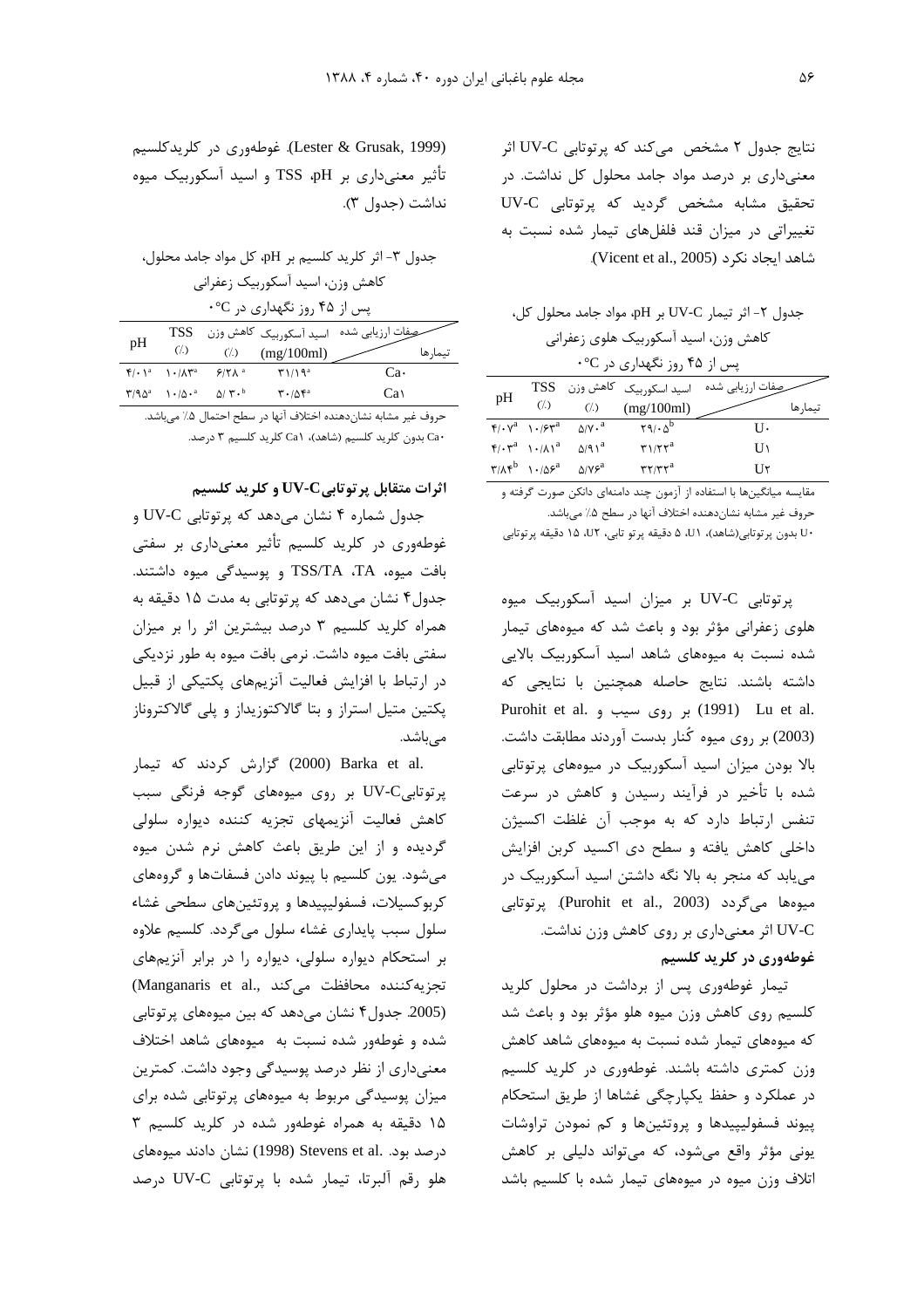نتایج جدول ۲ مشخص می‌کند که پرتوتابی UV-C اثر معنی‌داری بر درصد مواد جامد محلول کل نداشت. در تحقیق مشابه مشخص گردید که پرتوتابی UV-C تغییراتی در میزان قند فلفل‌های تیمار شده نسبت به شاهد ایجاد نکرد (Vicent et al., 2005).

جدول ۲- اثر تیمار UV-C بر pH، مواد جامد محلول کل، کاهش وزن، اسید آسکوربیک هلوی زعفرانی پس از ۴۵ روز نگهداری در ۰°C

| تیمارها / صفات ارزیابی شده | اسید اسکوربیک (mg/100ml) | کاهش وزن (٪) | TSS (٪) | pH |
|---|---|---|---|---|
| U۰ | $۲۹/۰۵^{b}$ | $۵/۷۰^{a}$ | $۱۰/۶۳^{a}$ | $۴/۰۷^{a}$ |
| U۱ | $۳۱/۳۲^{a}$ | $۵/۹۱^{a}$ | $۱۰/۸۱^{a}$ | $۴/۰۳^{a}$ |
| U۲ | $۳۲/۳۲^{a}$ | $۵/۷۶^{a}$ | $۱۰/۵۶^{a}$ | $۳/۸۴^{b}$ |

مقایسه میانگین‌ها با استفاده از آزمون چند دامنه‌ای دانکن صورت گرفته و حروف غیر مشابه نشان‌دهنده اختلاف آنها در سطح ۵٪ می‌باشد.
U۰ بدون پرتوتابی(شاهد)، U۱، ۵ دقیقه پرتو تابی، U۲، ۱۵ دقیقه پرتوتابی

پرتوتابی UV-C بر میزان اسید آسکوربیک میوه هلوی زعفرانی مؤثر بود و باعث شد که میوه‌های تیمار شده نسبت به میوه‌های شاهد اسید آسکوربیک بالایی داشته باشند. نتایج حاصله همچنین با نتایجی که Purohit et al. (1991) بر روی سیب و Lu et al. (2003) بر روی میوه کُنار بدست آوردند مطابقت داشت. بالا بودن میزان اسید آسکوربیک در میوه‌های پرتوتابی شده با تأخیر در فرآیند رسیدن و کاهش در سرعت تنفس ارتباط دارد که به موجب آن غلظت اکسیژن داخلی کاهش یافته و سطح دی اکسید کربن افزایش می‌یابد که منجر به بالا نگه داشتن اسید آسکوربیک در میوه‌ها می‌گردد (Purohit et al., 2003). پرتوتابی UV-C اثر معنی‌داری بر روی کاهش وزن نداشت.

**غوطه‌وری در کلرید کلسیم**

تیمار غوطه‌وری پس از برداشت در محلول کلرید کلسیم روی کاهش وزن میوه هلو مؤثر بود و باعث شد که میوه‌های تیمار شده نسبت به میوه‌های شاهد کاهش وزن کمتری داشته باشند. غوطه‌وری در کلرید کلسیم در عملکرد و حفظ یکپارچگی غشاها از طریق استحکام پیوند فسفولیپیدها و پروتئین‌ها و کم نمودن تراوشات یونی مؤثر واقع می‌شود، که می‌تواند دلیلی بر کاهش اتلاف وزن میوه در میوه‌های تیمار شده با کلسیم باشد (Lester & Grusak, 1999). غوطه‌وری در کلریدکلسیم تأثیر معنی‌داری بر pH، TSS و اسید آسکوربیک میوه نداشت (جدول ۳).

جدول ۳- اثر کلرید کلسیم بر pH، کل مواد جامد محلول، کاهش وزن، اسید آسکوربیک زعفرانی پس از ۴۵ روز نگهداری در ۰°C

| تیمارها / صفات ارزیابی شده | اسید آسکوربیک (mg/100ml) | کاهش وزن (٪) | TSS (٪) | pH |
|---|---|---|---|---|
| Ca۰ | $۳۱/۱۹^{a}$ | $۶/۲۸^{a}$ | $۱۰/۸۳^{a}$ | $۴/۰۱^{a}$ |
| Ca۱ | $۳۰/۵۴^{a}$ | $۵/۳۰^{b}$ | $۱۰/۵۰^{a}$ | $۳/۹۵^{a}$ |

حروف غیر مشابه نشان‌دهنده اختلاف آنها در سطح احتمال ۵٪ می‌باشد.
Ca۰ بدون کلرید کلسیم (شاهد)، Ca۱ کلرید کلسیم ۳ درصد.

**اثرات متقابل پرتوتابیUV-C و کلرید کلسیم**

جدول شماره ۴ نشان می‌دهد که پرتوتابی UV-C و غوطه‌وری در کلرید کلسیم تأثیر معنی‌داری بر سفتی بافت میوه، TA، TSS/TA و پوسیدگی میوه داشتند. جدول۴ نشان می‌دهد که پرتوتابی به مدت ۱۵ دقیقه به همراه کلرید کلسیم ۳ درصد بیشترین اثر را بر میزان سفتی بافت میوه داشت. نرمی بافت میوه به طور نزدیکی در ارتباط با افزایش فعالیت آنزیم‌های پکتیکی از قبیل پکتین متیل استراز و بتا گالاکتوزیداز و پلی گالاکتروناز می‌باشد.

Barka et al. (2000) گزارش کردند که تیمار پرتوتابیUV-C بر روی میوه‌های گوجه فرنگی سبب کاهش فعالیت آنزیمهای تجزیه کننده دیواره سلولی گردیده و از این طریق باعث کاهش نرم شدن میوه می‌شود. یون کلسیم با پیوند دادن فسفات‌ها و گروه‌های کربوکسیلات، فسفولیپیدها و پروتئین‌های سطحی غشاء سلول سبب پایداری غشاء سلول می‌گردد. کلسیم علاوه بر استحکام دیواره سلولی، دیواره را در برابر آنزیم‌های تجزیه‌کننده محافظت می‌کند (Manganaris et al., 2005). جدول۴ نشان می‌دهد که بین میوه‌های پرتوتابی شده و غوطه‌ور شده نسبت به میوه‌های شاهد اختلاف معنی‌داری از نظر درصد پوسیدگی وجود داشت. کمترین میزان پوسیدگی مربوط به میوه‌های پرتوتابی شده برای ۱۵ دقیقه به همراه غوطه‌ور شده در کلرید کلسیم ۳ درصد بود. Stevens et al. (1998) نشان دادند میوه‌های هلو رقم آلبرتا، تیمار شده با پرتوتابی UV-C درصد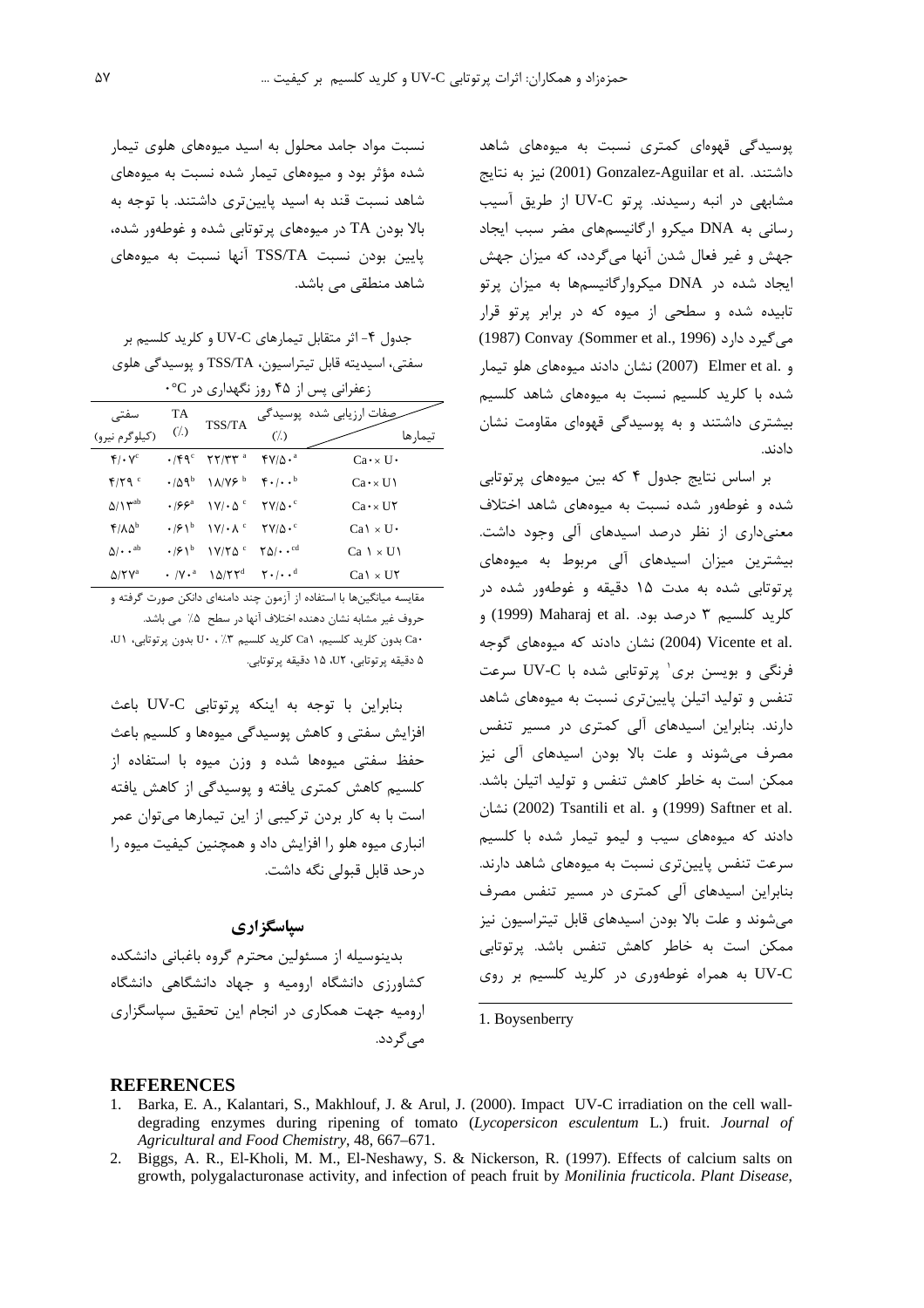پوسیدگی قهوه‌ای کمتری نسبت به میوه‌های شاهد داشتند. Gonzalez-Aguilar et al. (2001) نیز به نتایج مشابهی در انبه رسیدند. پرتو UV-C از طریق آسیب رسانی به DNA میکرو ارگانیسم‌های مضر سبب ایجاد جهش و غیر فعال شدن آنها می‌گردد، که میزان جهش ایجاد شده در DNA میکروارگانیسم‌ها به میزان پرتو تابیده شده و سطحی از میوه که در برابر پرتو قرار می‌گیرد دارد (Sommer et al., 1996). Convay (1987) و Elmer et al. (2007) نشان دادند میوه‌های هلو تیمار شده با کلرید کلسیم نسبت به میوه‌های شاهد کلسیم بیشتری داشتند و به پوسیدگی قهوه‌ای مقاومت نشان دادند.

بر اساس نتایج جدول ۴ که بین میوه‌های پرتوتابی شده و غوطه‌ور شده نسبت به میوه‌های شاهد اختلاف معنی‌داری از نظر درصد اسیدهای آلی وجود داشت. بیشترین میزان اسیدهای آلی مربوط به میوه‌های پرتوتابی شده به مدت ۱۵ دقیقه و غوطه‌ور شده در کلرید کلسیم ۳ درصد بود. Maharaj et al. (1999) و Vicente et al. (2004) نشان دادند که میوه‌های گوجه فرنگی و بویسن بری[1] پرتوتابی شده با UV-C سرعت تنفس و تولید اتیلن پایین‌تری نسبت به میوه‌های شاهد دارند. بنابراین اسیدهای آلی کمتری در مسیر تنفس مصرف می‌شوند و علت بالا بودن اسیدهای آلی نیز ممکن است به خاطر کاهش تنفس و تولید اتیلن باشد. Saftner et al. (1999) و Tsantili et al. (2002) نشان دادند که میوه‌های سیب و لیمو تیمار شده با کلسیم سرعت تنفس پایین‌تری نسبت به میوه‌های شاهد دارند. بنابراین اسیدهای آلی کمتری در مسیر تنفس مصرف می‌شوند و علت بالا بودن اسیدهای قابل تیتراسیون نیز ممکن است به خاطر کاهش تنفس باشد. پرتوتابی UV-C به همراه غوطه‌وری در کلرید کلسیم بر روی

1. Boysenberry

نسبت مواد جامد محلول به اسید میوه‌های هلوی تیمار شده مؤثر بود و میوه‌های تیمار شده نسبت به میوه‌های شاهد نسبت قند به اسید پایین‌تری داشتند. با توجه به بالا بودن TA در میوه‌های پرتوتابی شده و غوطه‌ور شده، پایین بودن نسبت TSS/TA آنها نسبت به میوه‌های شاهد منطقی می باشد.

جدول ۴- اثر متقابل تیمارهای UV-C و کلرید کلسیم بر سفتی، اسیدیته قابل تیتراسیون، TSS/TA و پوسیدگی هلوی زعفرانی پس از ۴۵ روز نگهداری در ۰°C

| تیمارها \ صفات ارزیابی شده | پوسیدگی (٪) | TSS/TA | TA (٪) | سفتی (کیلوگرم نیرو) |
|---|---|---|---|---|
| Ca۰ × U۰ | ۴۷/۵۰[a] | ۲۲/۳۳[a] | ۰/۴۹[c] | ۴/۰۷[c] |
| Ca۰ × U۱ | ۴۰/۰۰[b] | ۱۸/۷۶[b] | ۰/۵۹[b] | ۴/۲۹[c] |
| Ca۰ × U۲ | ۲۷/۵۰[c] | ۱۷/۰۵[c] | ۰/۶۶[a] | ۵/۱۳[ab] |
| Ca۱ × U۰ | ۲۷/۵۰[c] | ۱۷/۰۸[c] | ۰/۶۱[b] | ۴/۸۵[b] |
| Ca ۱ × U۱ | ۲۵/۰۰[cd] | ۱۷/۲۵[c] | ۰/۶۱[b] | ۵/۰۰[ab] |
| Ca۱ × U۲ | ۲۰/۰۰[d] | ۱۵/۲۲[d] | ۰/۷۰[a] | ۵/۲۷[a] |

مقایسه میانگین‌ها با استفاده از آزمون چند دامنه‌ای دانکن صورت گرفته و حروف غیر مشابه نشان دهنده اختلاف آنها در سطح ۵٪ می باشد.
Ca۰ بدون کلرید کلسیم، Ca۱ کلرید کلسیم ۳٪، U۰ بدون پرتوتابی، U۱، ۵ دقیقه پرتوتابی، U۲، ۱۵ دقیقه پرتوتابی.

بنابراین با توجه به اینکه پرتوتابی UV-C باعث افزایش سفتی و کاهش پوسیدگی میوه‌ها و کلسیم باعث حفظ سفتی میوه‌ها شده و وزن میوه با استفاده از کلسیم کاهش کمتری یافته و پوسیدگی از کاهش یافته است با به کار بردن ترکیبی از این تیمارها می‌توان عمر انباری میوه هلو را افزایش داد و همچنین کیفیت میوه را درحد قابل قبولی نگه داشت.

## سپاسگزاری

بدینوسیله از مسئولین محترم گروه باغبانی دانشکده کشاورزی دانشگاه ارومیه و جهاد دانشگاهی دانشگاه ارومیه جهت همکاری در انجام این تحقیق سپاسگزاری می‌گردد.

## REFERENCES

1. Barka, E. A., Kalantari, S., Makhlouf, J. & Arul, J. (2000). Impact UV-C irradiation on the cell wall-degrading enzymes during ripening of tomato (*Lycopersicon esculentum* L.) fruit. *Journal of Agricultural and Food Chemistry*, 48, 667–671.
2. Biggs, A. R., El-Kholi, M. M., El-Neshawy, S. & Nickerson, R. (1997). Effects of calcium salts on growth, polygalacturonase activity, and infection of peach fruit by *Monilinia fructicola*. *Plant Disease*,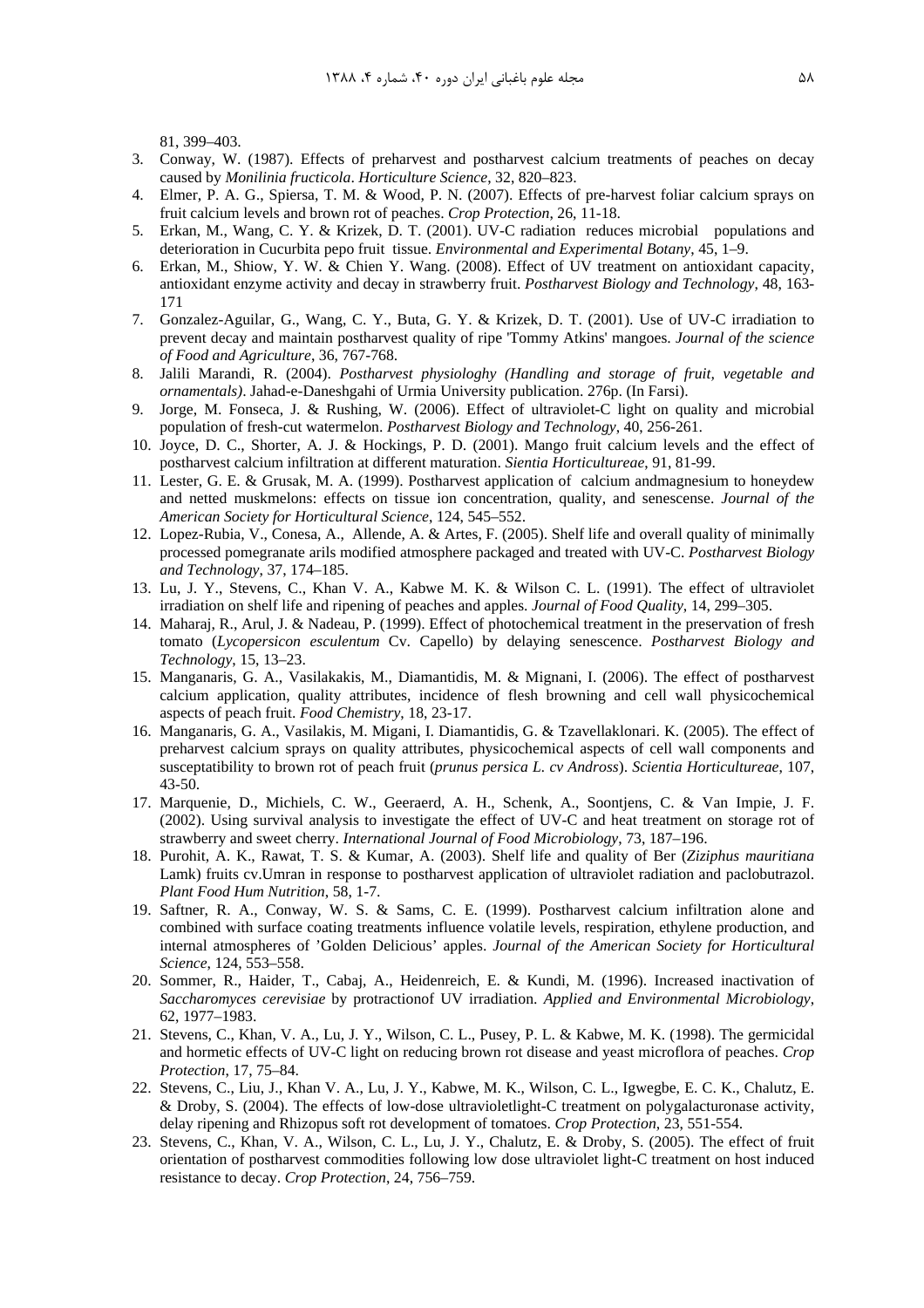81, 399–403.

3. Conway, W. (1987). Effects of preharvest and postharvest calcium treatments of peaches on decay caused by *Monilinia fructicola*. *Horticulture Science*, 32, 820–823.
4. Elmer, P. A. G., Spiersa, T. M. & Wood, P. N. (2007). Effects of pre-harvest foliar calcium sprays on fruit calcium levels and brown rot of peaches. *Crop Protection*, 26, 11-18.
5. Erkan, M., Wang, C. Y. & Krizek, D. T. (2001). UV-C radiation reduces microbial populations and deterioration in Cucurbita pepo fruit tissue. *Environmental and Experimental Botany*, 45, 1–9.
6. Erkan, M., Shiow, Y. W. & Chien Y. Wang. (2008). Effect of UV treatment on antioxidant capacity, antioxidant enzyme activity and decay in strawberry fruit. *Postharvest Biology and Technology*, 48, 163-171
7. Gonzalez-Aguilar, G., Wang, C. Y., Buta, G. Y. & Krizek, D. T. (2001). Use of UV-C irradiation to prevent decay and maintain postharvest quality of ripe 'Tommy Atkins' mangoes. *Journal of the science of Food and Agriculture*, 36, 767-768.
8. Jalili Marandi, R. (2004). *Postharvest physiologhy (Handling and storage of fruit, vegetable and ornamentals)*. Jahad-e-Daneshgahi of Urmia University publication. 276p. (In Farsi).
9. Jorge, M. Fonseca, J. & Rushing, W. (2006). Effect of ultraviolet-C light on quality and microbial population of fresh-cut watermelon. *Postharvest Biology and Technology*, 40, 256-261.
10. Joyce, D. C., Shorter, A. J. & Hockings, P. D. (2001). Mango fruit calcium levels and the effect of postharvest calcium infiltration at different maturation. *Sientia Horticultureae*, 91, 81-99.
11. Lester, G. E. & Grusak, M. A. (1999). Postharvest application of calcium andmagnesium to honeydew and netted muskmelons: effects on tissue ion concentration, quality, and senescense. *Journal of the American Society for Horticultural Science*, 124, 545–552.
12. Lopez-Rubia, V., Conesa, A., Allende, A. & Artes, F. (2005). Shelf life and overall quality of minimally processed pomegranate arils modified atmosphere packaged and treated with UV-C. *Postharvest Biology and Technology*, 37, 174–185.
13. Lu, J. Y., Stevens, C., Khan V. A., Kabwe M. K. & Wilson C. L. (1991). The effect of ultraviolet irradiation on shelf life and ripening of peaches and apples. *Journal of Food Quality*, 14, 299–305.
14. Maharaj, R., Arul, J. & Nadeau, P. (1999). Effect of photochemical treatment in the preservation of fresh tomato (*Lycopersicon esculentum* Cv. Capello) by delaying senescence. *Postharvest Biology and Technology*, 15, 13–23.
15. Manganaris, G. A., Vasilakakis, M., Diamantidis, M. & Mignani, I. (2006). The effect of postharvest calcium application, quality attributes, incidence of flesh browning and cell wall physicochemical aspects of peach fruit. *Food Chemistry*, 18, 23-17.
16. Manganaris, G. A., Vasilakis, M. Migani, I. Diamantidis, G. & Tzavellaklonari. K. (2005). The effect of preharvest calcium sprays on quality attributes, physicochemical aspects of cell wall components and susceptatibility to brown rot of peach fruit (*prunus persica L. cv Andross*). *Scientia Horticultureae*, 107, 43-50.
17. Marquenie, D., Michiels, C. W., Geeraerd, A. H., Schenk, A., Soontjens, C. & Van Impie, J. F. (2002). Using survival analysis to investigate the effect of UV-C and heat treatment on storage rot of strawberry and sweet cherry. *International Journal of Food Microbiology*, 73, 187–196.
18. Purohit, A. K., Rawat, T. S. & Kumar, A. (2003). Shelf life and quality of Ber (*Ziziphus mauritiana* Lamk) fruits cv.Umran in response to postharvest application of ultraviolet radiation and paclobutrazol. *Plant Food Hum Nutrition*, 58, 1-7.
19. Saftner, R. A., Conway, W. S. & Sams, C. E. (1999). Postharvest calcium infiltration alone and combined with surface coating treatments influence volatile levels, respiration, ethylene production, and internal atmospheres of 'Golden Delicious' apples. *Journal of the American Society for Horticultural Science*, 124, 553–558.
20. Sommer, R., Haider, T., Cabaj, A., Heidenreich, E. & Kundi, M. (1996). Increased inactivation of *Saccharomyces cerevisiae* by protractionof UV irradiation. *Applied and Environmental Microbiology*, 62, 1977–1983.
21. Stevens, C., Khan, V. A., Lu, J. Y., Wilson, C. L., Pusey, P. L. & Kabwe, M. K. (1998). The germicidal and hormetic effects of UV-C light on reducing brown rot disease and yeast microflora of peaches. *Crop Protection*, 17, 75–84.
22. Stevens, C., Liu, J., Khan V. A., Lu, J. Y., Kabwe, M. K., Wilson, C. L., Igwegbe, E. C. K., Chalutz, E. & Droby, S. (2004). The effects of low-dose ultravioletlight-C treatment on polygalacturonase activity, delay ripening and Rhizopus soft rot development of tomatoes. *Crop Protection*, 23, 551-554.
23. Stevens, C., Khan, V. A., Wilson, C. L., Lu, J. Y., Chalutz, E. & Droby, S. (2005). The effect of fruit orientation of postharvest commodities following low dose ultraviolet light-C treatment on host induced resistance to decay. *Crop Protection*, 24, 756–759.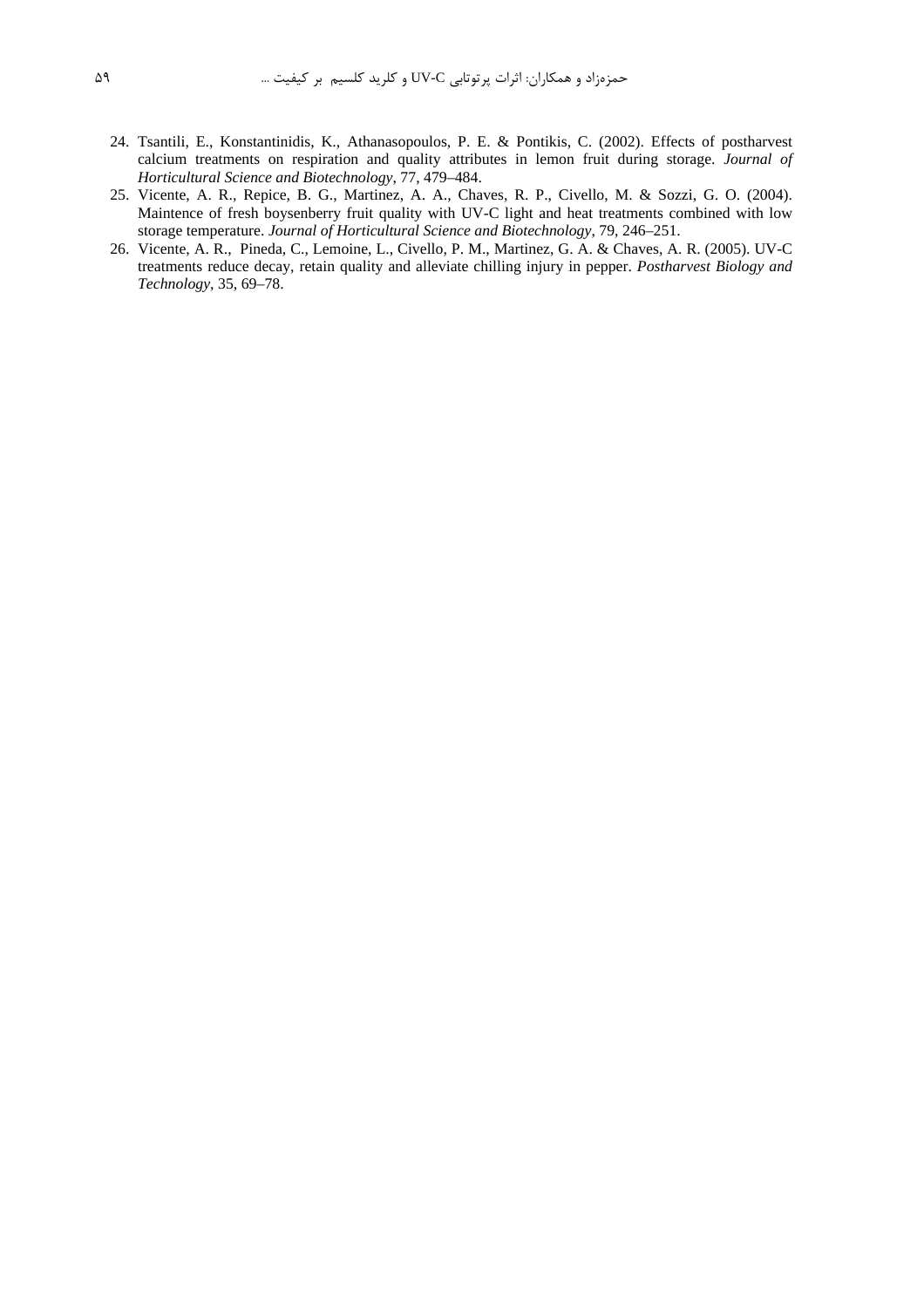24. Tsantili, E., Konstantinidis, K., Athanasopoulos, P. E. & Pontikis, C. (2002). Effects of postharvest calcium treatments on respiration and quality attributes in lemon fruit during storage. *Journal of Horticultural Science and Biotechnology*, 77, 479–484.
25. Vicente, A. R., Repice, B. G., Martinez, A. A., Chaves, R. P., Civello, M. & Sozzi, G. O. (2004). Maintence of fresh boysenberry fruit quality with UV-C light and heat treatments combined with low storage temperature. *Journal of Horticultural Science and Biotechnology*, 79, 246–251.
26. Vicente, A. R., Pineda, C., Lemoine, L., Civello, P. M., Martinez, G. A. & Chaves, A. R. (2005). UV-C treatments reduce decay, retain quality and alleviate chilling injury in pepper. *Postharvest Biology and Technology*, 35, 69–78.